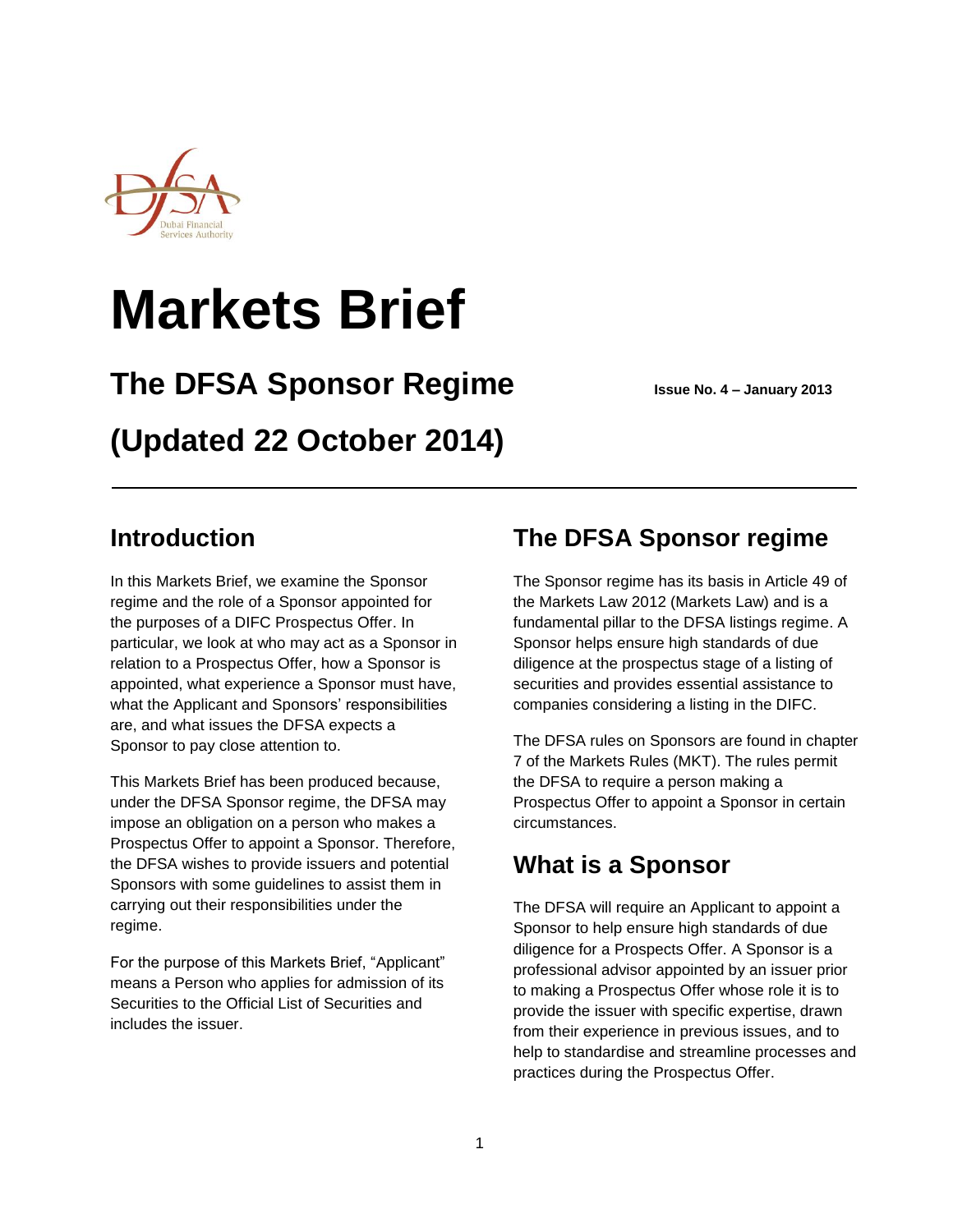# Markets Brief

## The DFSA Sponsor Regime

**Issue No. 4 – January 2013**

## (Updated 22 October 2014)

## Introduction

In this Markets Brief, we examine the Sponsor regime and the role of a Sponsor appointed for the purposes of a DIFC Prospectus Offer. In particular, we look at who may act as a Sponsor in relation to a Prospectus Offer, how a Sponsor is appointed, what experience a Sponsor must have, what the Applicant and Sponsors' responsibilities are, and what issues the DFSA expects a Sponsor to pay close attention to.

This Markets Brief has been produced because, under the DFSA Sponsor regime, the DFSA may impose an obligation on a person who makes a Prospectus Offer to appoint a Sponsor. Therefore, the DFSA wishes to provide issuers and potential Sponsors with some guidelines to assist them in carrying out their responsibilities under the regime.

For the purpose of this Markets Brief, "Applicant" means a Person who applies for admission of its Securities to the Official List of Securities and includes the issuer.

## The DFSA Sponsor regime

The Sponsor regime has its basis in Article 49 of the Markets Law 2012 (Markets Law) and is a fundamental pillar to the DFSA listings regime. A Sponsor helps ensure high standards of due diligence at the prospectus stage of a listing of securities and provides essential assistance to companies considering a listing in the DIFC.

The DFSA rules on Sponsors are found in chapter 7 of the Markets Rules (MKT). The rules permit the DFSA to require a person making a Prospectus Offer to appoint a Sponsor in certain circumstances.

## What is a Sponsor

The DFSA will require an Applicant to appoint a Sponsor to help ensure high standards of due diligence for a Prospects Offer. A Sponsor is a professional advisor appointed by an issuer prior to making a Prospectus Offer whose role it is to provide the issuer with specific expertise, drawn from their experience in previous issues, and to help to standardise and streamline processes and practices during the Prospectus Offer.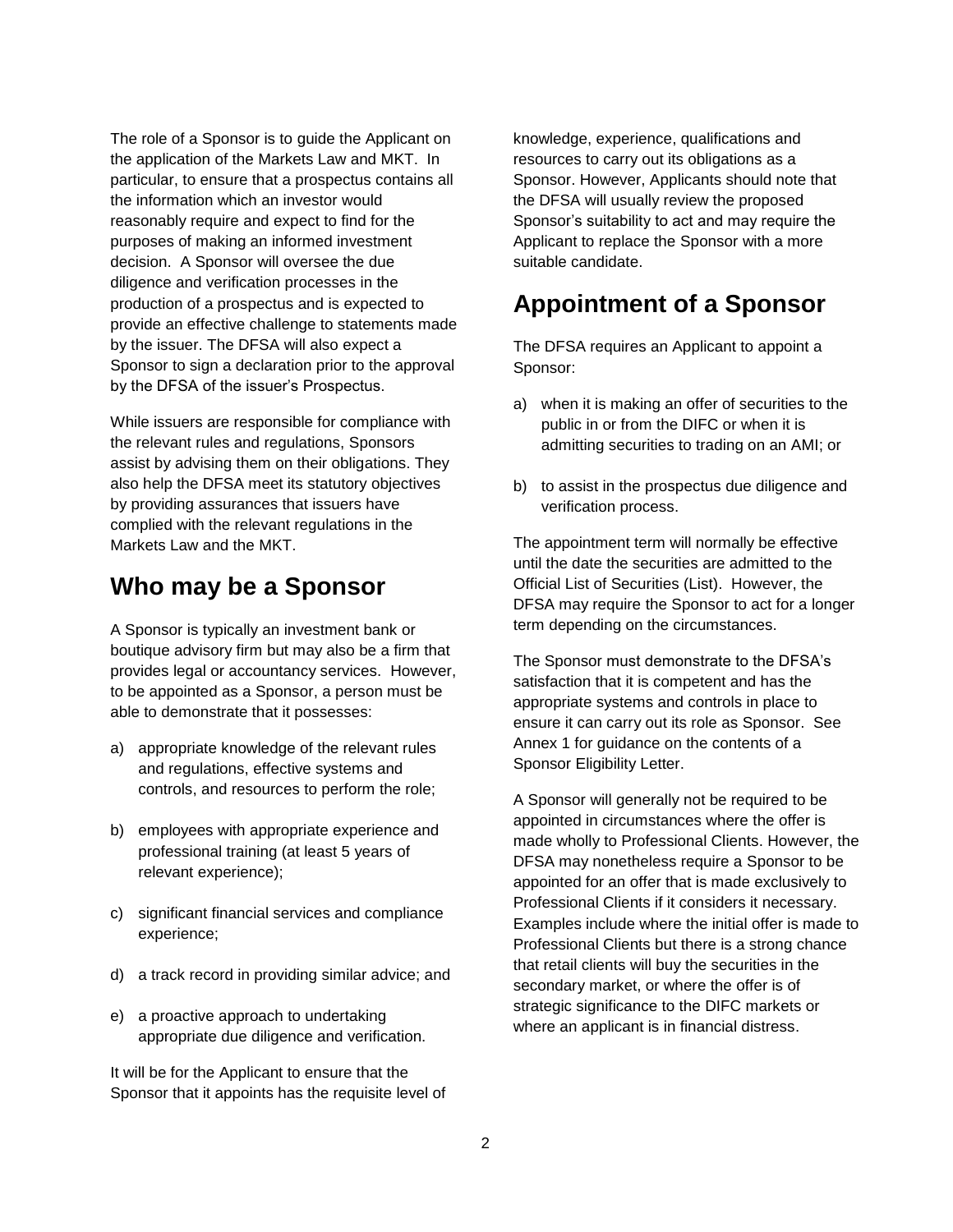The role of a Sponsor is to guide the Applicant on the application of the Markets Law and MKT. In particular, to ensure that a prospectus contains all the information which an investor would reasonably require and expect to find for the purposes of making an informed investment decision. A Sponsor will oversee the due diligence and verification processes in the production of a prospectus and is expected to provide an effective challenge to statements made by the issuer. The DFSA will also expect a Sponsor to sign a declaration prior to the approval by the DFSA of the issuer's Prospectus.

While issuers are responsible for compliance with the relevant rules and regulations, Sponsors assist by advising them on their obligations. They also help the DFSA meet its statutory objectives by providing assurances that issuers have complied with the relevant regulations in the Markets Law and the MKT.

## Who may be a Sponsor

A Sponsor is typically an investment bank or boutique advisory firm but may also be a firm that provides legal or accountancy services. However, to be appointed as a Sponsor, a person must be able to demonstrate that it possesses:

a) appropriate knowledge of the relevant rules and regulations, effective systems and controls, and resources to perform the role;

b) employees with appropriate experience and professional training (at least 5 years of relevant experience);

c) significant financial services and compliance experience;

d) a track record in providing similar advice; and

e) a proactive approach to undertaking appropriate due diligence and verification.

It will be for the Applicant to ensure that the Sponsor that it appoints has the requisite level of knowledge, experience, qualifications and resources to carry out its obligations as a Sponsor. However, Applicants should note that the DFSA will usually review the proposed Sponsor's suitability to act and may require the Applicant to replace the Sponsor with a more suitable candidate.

## Appointment of a Sponsor

The DFSA requires an Applicant to appoint a Sponsor:

a) when it is making an offer of securities to the public in or from the DIFC or when it is admitting securities to trading on an AMI; or

b) to assist in the prospectus due diligence and verification process.

The appointment term will normally be effective until the date the securities are admitted to the Official List of Securities (List). However, the DFSA may require the Sponsor to act for a longer term depending on the circumstances.

The Sponsor must demonstrate to the DFSA's satisfaction that it is competent and has the appropriate systems and controls in place to ensure it can carry out its role as Sponsor. See Annex 1 for guidance on the contents of a Sponsor Eligibility Letter.

A Sponsor will generally not be required to be appointed in circumstances where the offer is made wholly to Professional Clients. However, the DFSA may nonetheless require a Sponsor to be appointed for an offer that is made exclusively to Professional Clients if it considers it necessary. Examples include where the initial offer is made to Professional Clients but there is a strong chance that retail clients will buy the securities in the secondary market, or where the offer is of strategic significance to the DIFC markets or where an applicant is in financial distress.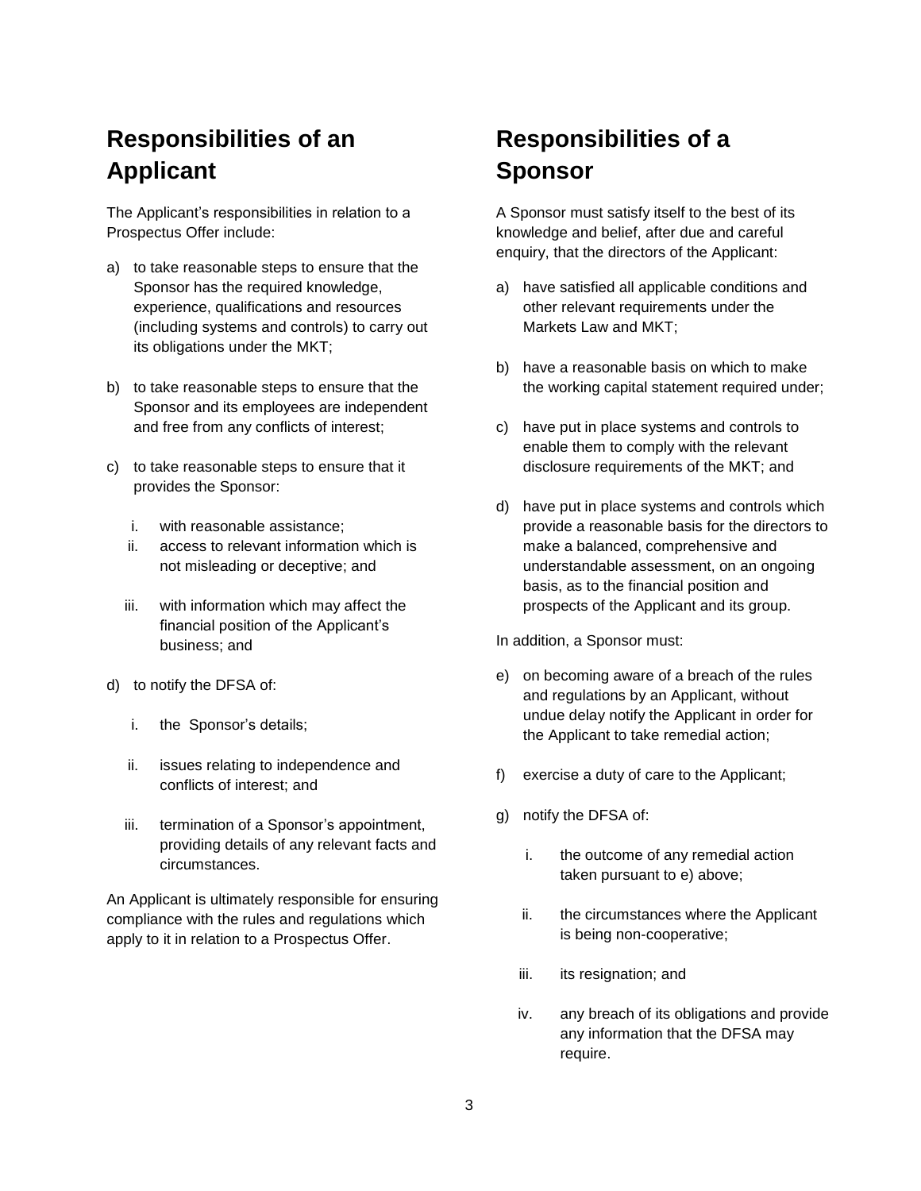## Responsibilities of an Applicant

The Applicant's responsibilities in relation to a Prospectus Offer include:

a) to take reasonable steps to ensure that the Sponsor has the required knowledge, experience, qualifications and resources (including systems and controls) to carry out its obligations under the MKT;

b) to take reasonable steps to ensure that the Sponsor and its employees are independent and free from any conflicts of interest;

c) to take reasonable steps to ensure that it provides the Sponsor:

   i. with reasonable assistance;
   ii. access to relevant information which is not misleading or deceptive; and
   iii. with information which may affect the financial position of the Applicant's business; and

d) to notify the DFSA of:

   i. the Sponsor's details;
   ii. issues relating to independence and conflicts of interest; and
   iii. termination of a Sponsor's appointment, providing details of any relevant facts and circumstances.

An Applicant is ultimately responsible for ensuring compliance with the rules and regulations which apply to it in relation to a Prospectus Offer.

## Responsibilities of a Sponsor

A Sponsor must satisfy itself to the best of its knowledge and belief, after due and careful enquiry, that the directors of the Applicant:

a) have satisfied all applicable conditions and other relevant requirements under the Markets Law and MKT;

b) have a reasonable basis on which to make the working capital statement required under;

c) have put in place systems and controls to enable them to comply with the relevant disclosure requirements of the MKT; and

d) have put in place systems and controls which provide a reasonable basis for the directors to make a balanced, comprehensive and understandable assessment, on an ongoing basis, as to the financial position and prospects of the Applicant and its group.

In addition, a Sponsor must:

e) on becoming aware of a breach of the rules and regulations by an Applicant, without undue delay notify the Applicant in order for the Applicant to take remedial action;

f) exercise a duty of care to the Applicant;

g) notify the DFSA of:

   i. the outcome of any remedial action taken pursuant to e) above;
   ii. the circumstances where the Applicant is being non-cooperative;
   iii. its resignation; and
   iv. any breach of its obligations and provide any information that the DFSA may require.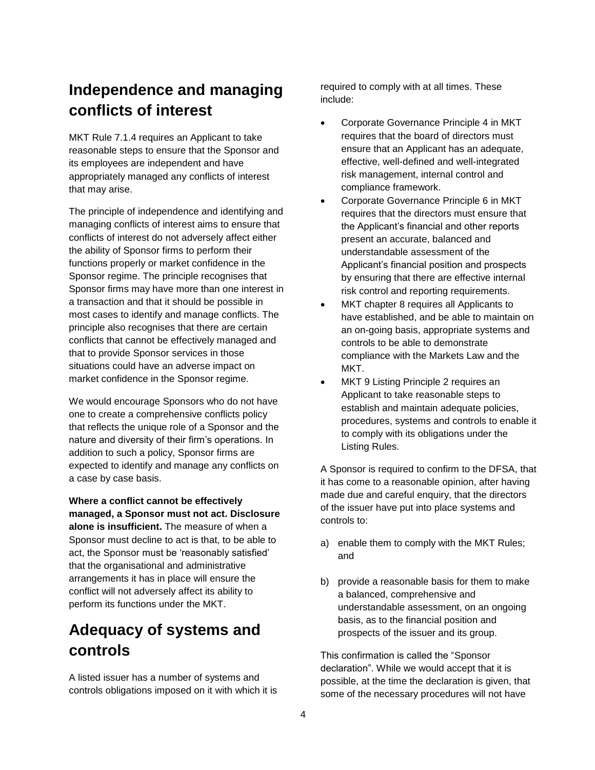## Independence and managing conflicts of interest

MKT Rule 7.1.4 requires an Applicant to take reasonable steps to ensure that the Sponsor and its employees are independent and have appropriately managed any conflicts of interest that may arise.

The principle of independence and identifying and managing conflicts of interest aims to ensure that conflicts of interest do not adversely affect either the ability of Sponsor firms to perform their functions properly or market confidence in the Sponsor regime. The principle recognises that Sponsor firms may have more than one interest in a transaction and that it should be possible in most cases to identify and manage conflicts. The principle also recognises that there are certain conflicts that cannot be effectively managed and that to provide Sponsor services in those situations could have an adverse impact on market confidence in the Sponsor regime.

We would encourage Sponsors who do not have one to create a comprehensive conflicts policy that reflects the unique role of a Sponsor and the nature and diversity of their firm's operations. In addition to such a policy, Sponsor firms are expected to identify and manage any conflicts on a case by case basis.

**Where a conflict cannot be effectively managed, a Sponsor must not act. Disclosure alone is insufficient.** The measure of when a Sponsor must decline to act is that, to be able to act, the Sponsor must be 'reasonably satisfied' that the organisational and administrative arrangements it has in place will ensure the conflict will not adversely affect its ability to perform its functions under the MKT.

## Adequacy of systems and controls

A listed issuer has a number of systems and controls obligations imposed on it with which it is required to comply with at all times. These include:

- Corporate Governance Principle 4 in MKT requires that the board of directors must ensure that an Applicant has an adequate, effective, well-defined and well-integrated risk management, internal control and compliance framework.
- Corporate Governance Principle 6 in MKT requires that the directors must ensure that the Applicant's financial and other reports present an accurate, balanced and understandable assessment of the Applicant's financial position and prospects by ensuring that there are effective internal risk control and reporting requirements.
- MKT chapter 8 requires all Applicants to have established, and be able to maintain on an on-going basis, appropriate systems and controls to be able to demonstrate compliance with the Markets Law and the MKT.
- MKT 9 Listing Principle 2 requires an Applicant to take reasonable steps to establish and maintain adequate policies, procedures, systems and controls to enable it to comply with its obligations under the Listing Rules.

A Sponsor is required to confirm to the DFSA, that it has come to a reasonable opinion, after having made due and careful enquiry, that the directors of the issuer have put into place systems and controls to:

a) enable them to comply with the MKT Rules; and

b) provide a reasonable basis for them to make a balanced, comprehensive and understandable assessment, on an ongoing basis, as to the financial position and prospects of the issuer and its group.

This confirmation is called the "Sponsor declaration". While we would accept that it is possible, at the time the declaration is given, that some of the necessary procedures will not have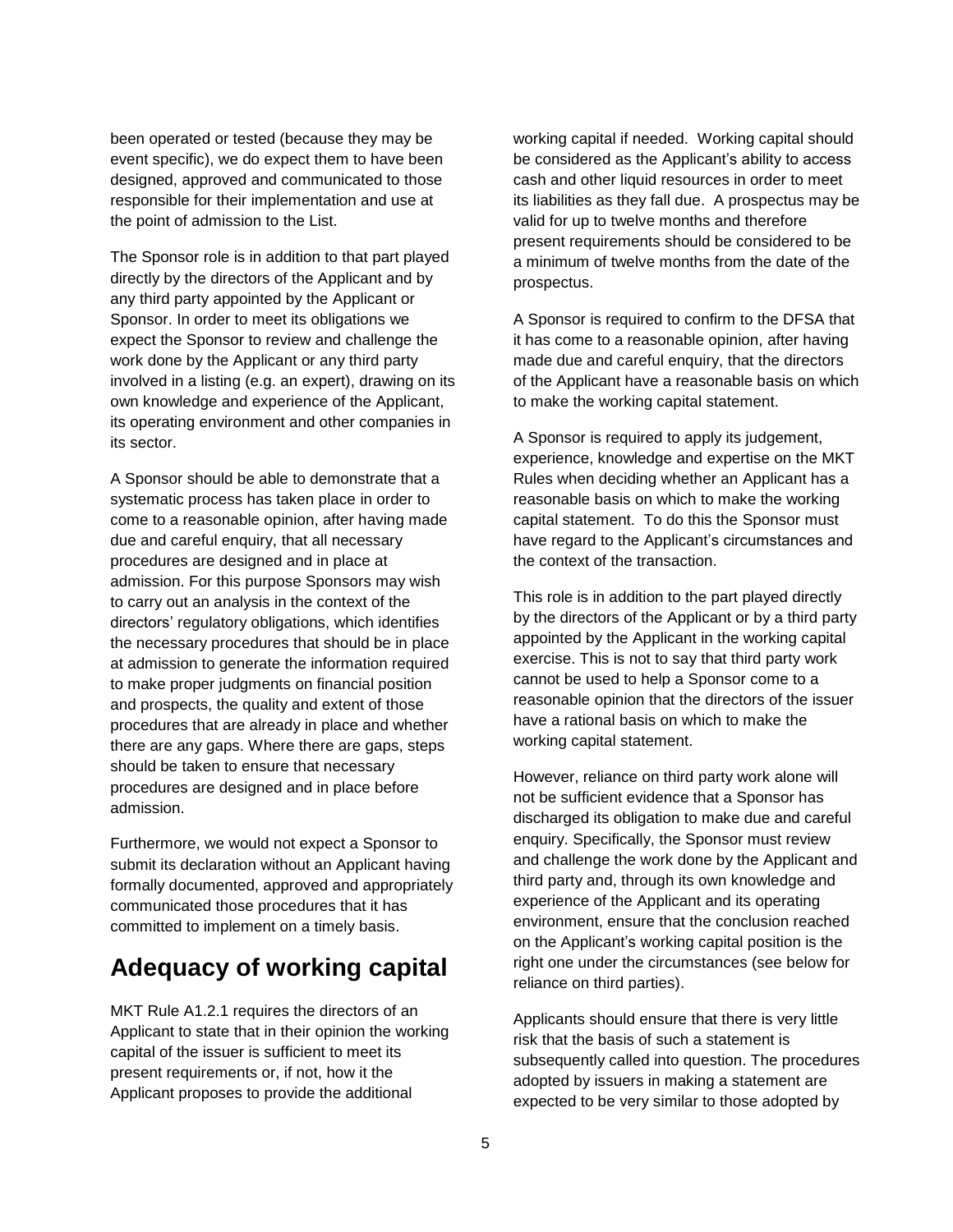been operated or tested (because they may be event specific), we do expect them to have been designed, approved and communicated to those responsible for their implementation and use at the point of admission to the List.

The Sponsor role is in addition to that part played directly by the directors of the Applicant and by any third party appointed by the Applicant or Sponsor. In order to meet its obligations we expect the Sponsor to review and challenge the work done by the Applicant or any third party involved in a listing (e.g. an expert), drawing on its own knowledge and experience of the Applicant, its operating environment and other companies in its sector.

A Sponsor should be able to demonstrate that a systematic process has taken place in order to come to a reasonable opinion, after having made due and careful enquiry, that all necessary procedures are designed and in place at admission. For this purpose Sponsors may wish to carry out an analysis in the context of the directors' regulatory obligations, which identifies the necessary procedures that should be in place at admission to generate the information required to make proper judgments on financial position and prospects, the quality and extent of those procedures that are already in place and whether there are any gaps. Where there are gaps, steps should be taken to ensure that necessary procedures are designed and in place before admission.

Furthermore, we would not expect a Sponsor to submit its declaration without an Applicant having formally documented, approved and appropriately communicated those procedures that it has committed to implement on a timely basis.

## Adequacy of working capital

MKT Rule A1.2.1 requires the directors of an Applicant to state that in their opinion the working capital of the issuer is sufficient to meet its present requirements or, if not, how it the Applicant proposes to provide the additional working capital if needed. Working capital should be considered as the Applicant's ability to access cash and other liquid resources in order to meet its liabilities as they fall due. A prospectus may be valid for up to twelve months and therefore present requirements should be considered to be a minimum of twelve months from the date of the prospectus.

A Sponsor is required to confirm to the DFSA that it has come to a reasonable opinion, after having made due and careful enquiry, that the directors of the Applicant have a reasonable basis on which to make the working capital statement.

A Sponsor is required to apply its judgement, experience, knowledge and expertise on the MKT Rules when deciding whether an Applicant has a reasonable basis on which to make the working capital statement. To do this the Sponsor must have regard to the Applicant's circumstances and the context of the transaction.

This role is in addition to the part played directly by the directors of the Applicant or by a third party appointed by the Applicant in the working capital exercise. This is not to say that third party work cannot be used to help a Sponsor come to a reasonable opinion that the directors of the issuer have a rational basis on which to make the working capital statement.

However, reliance on third party work alone will not be sufficient evidence that a Sponsor has discharged its obligation to make due and careful enquiry. Specifically, the Sponsor must review and challenge the work done by the Applicant and third party and, through its own knowledge and experience of the Applicant and its operating environment, ensure that the conclusion reached on the Applicant's working capital position is the right one under the circumstances (see below for reliance on third parties).

Applicants should ensure that there is very little risk that the basis of such a statement is subsequently called into question. The procedures adopted by issuers in making a statement are expected to be very similar to those adopted by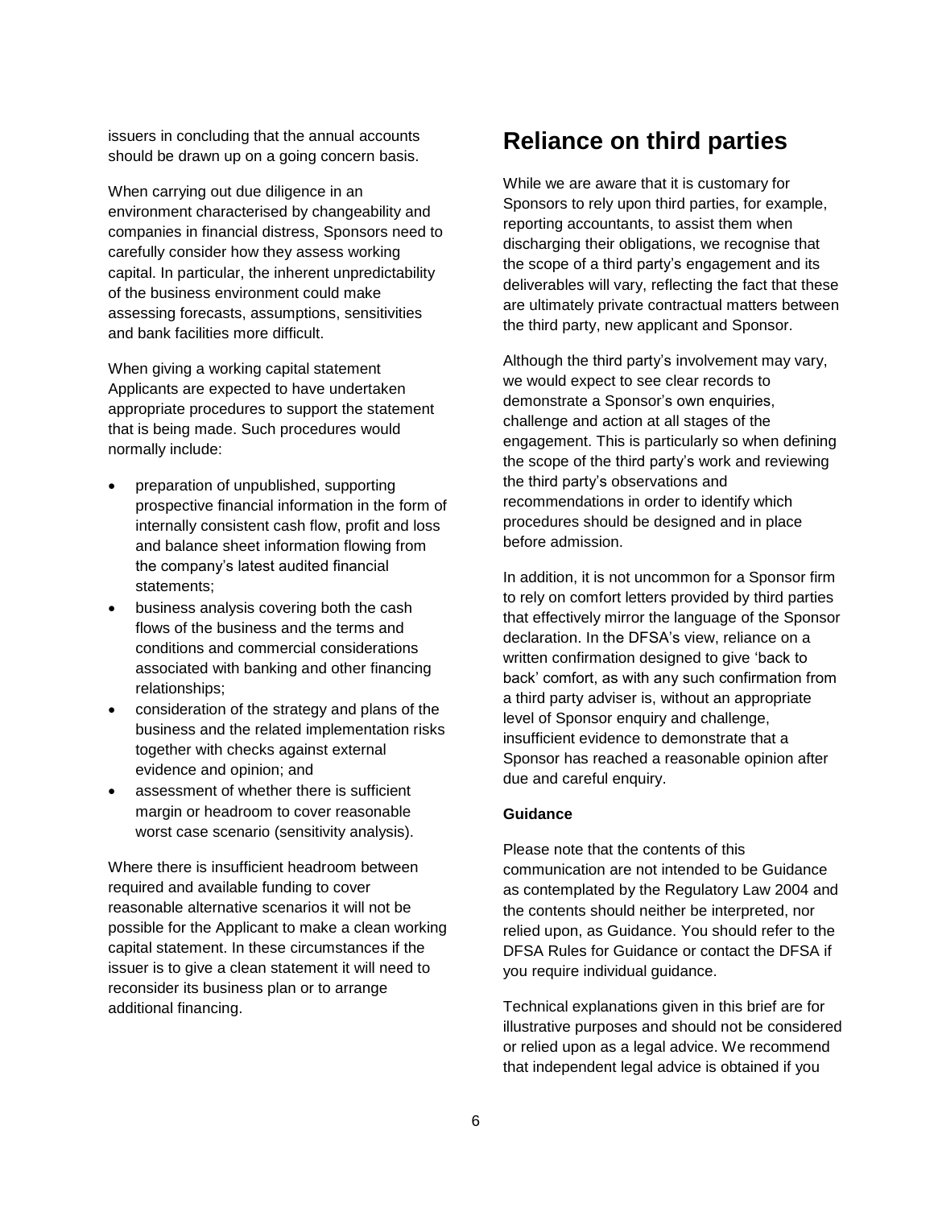issuers in concluding that the annual accounts should be drawn up on a going concern basis.

When carrying out due diligence in an environment characterised by changeability and companies in financial distress, Sponsors need to carefully consider how they assess working capital. In particular, the inherent unpredictability of the business environment could make assessing forecasts, assumptions, sensitivities and bank facilities more difficult.

When giving a working capital statement Applicants are expected to have undertaken appropriate procedures to support the statement that is being made. Such procedures would normally include:

- preparation of unpublished, supporting prospective financial information in the form of internally consistent cash flow, profit and loss and balance sheet information flowing from the company's latest audited financial statements;
- business analysis covering both the cash flows of the business and the terms and conditions and commercial considerations associated with banking and other financing relationships;
- consideration of the strategy and plans of the business and the related implementation risks together with checks against external evidence and opinion; and
- assessment of whether there is sufficient margin or headroom to cover reasonable worst case scenario (sensitivity analysis).

Where there is insufficient headroom between required and available funding to cover reasonable alternative scenarios it will not be possible for the Applicant to make a clean working capital statement. In these circumstances if the issuer is to give a clean statement it will need to reconsider its business plan or to arrange additional financing.

# Reliance on third parties

While we are aware that it is customary for Sponsors to rely upon third parties, for example, reporting accountants, to assist them when discharging their obligations, we recognise that the scope of a third party's engagement and its deliverables will vary, reflecting the fact that these are ultimately private contractual matters between the third party, new applicant and Sponsor.

Although the third party's involvement may vary, we would expect to see clear records to demonstrate a Sponsor's own enquiries, challenge and action at all stages of the engagement. This is particularly so when defining the scope of the third party's work and reviewing the third party's observations and recommendations in order to identify which procedures should be designed and in place before admission.

In addition, it is not uncommon for a Sponsor firm to rely on comfort letters provided by third parties that effectively mirror the language of the Sponsor declaration. In the DFSA's view, reliance on a written confirmation designed to give 'back to back' comfort, as with any such confirmation from a third party adviser is, without an appropriate level of Sponsor enquiry and challenge, insufficient evidence to demonstrate that a Sponsor has reached a reasonable opinion after due and careful enquiry.

**Guidance**

Please note that the contents of this communication are not intended to be Guidance as contemplated by the Regulatory Law 2004 and the contents should neither be interpreted, nor relied upon, as Guidance. You should refer to the DFSA Rules for Guidance or contact the DFSA if you require individual guidance.

Technical explanations given in this brief are for illustrative purposes and should not be considered or relied upon as a legal advice. We recommend that independent legal advice is obtained if you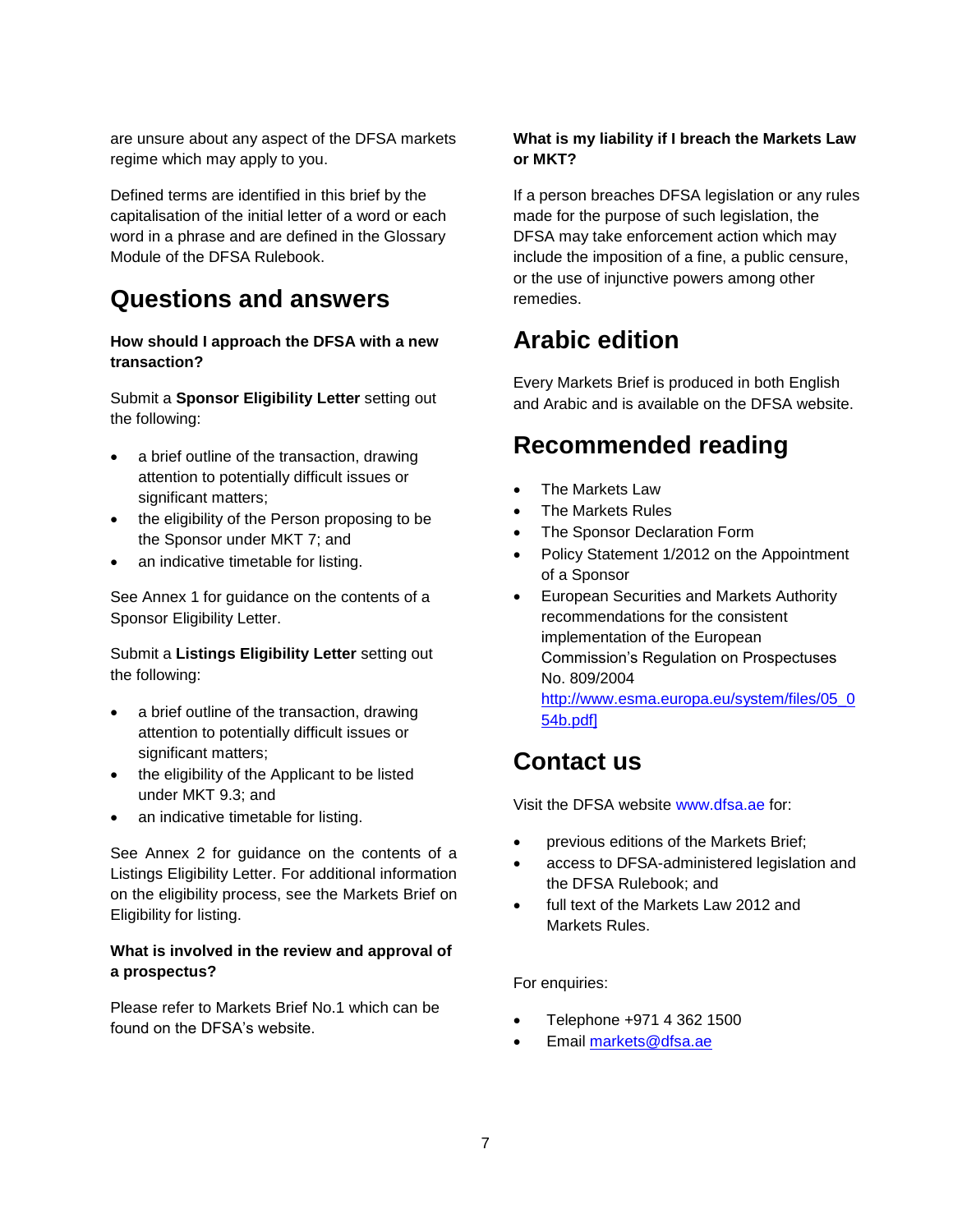are unsure about any aspect of the DFSA markets regime which may apply to you.

Defined terms are identified in this brief by the capitalisation of the initial letter of a word or each word in a phrase and are defined in the Glossary Module of the DFSA Rulebook.

## Questions and answers

**How should I approach the DFSA with a new transaction?**

Submit a **Sponsor Eligibility Letter** setting out the following:

- a brief outline of the transaction, drawing attention to potentially difficult issues or significant matters;
- the eligibility of the Person proposing to be the Sponsor under MKT 7; and
- an indicative timetable for listing.

See Annex 1 for guidance on the contents of a Sponsor Eligibility Letter.

Submit a **Listings Eligibility Letter** setting out the following:

- a brief outline of the transaction, drawing attention to potentially difficult issues or significant matters;
- the eligibility of the Applicant to be listed under MKT 9.3; and
- an indicative timetable for listing.

See Annex 2 for guidance on the contents of a Listings Eligibility Letter. For additional information on the eligibility process, see the Markets Brief on Eligibility for listing.

**What is involved in the review and approval of a prospectus?**

Please refer to Markets Brief No.1 which can be found on the DFSA's website.

**What is my liability if I breach the Markets Law or MKT?**

If a person breaches DFSA legislation or any rules made for the purpose of such legislation, the DFSA may take enforcement action which may include the imposition of a fine, a public censure, or the use of injunctive powers among other remedies.

## Arabic edition

Every Markets Brief is produced in both English and Arabic and is available on the DFSA website.

## Recommended reading

- The Markets Law
- The Markets Rules
- The Sponsor Declaration Form
- Policy Statement 1/2012 on the Appointment of a Sponsor
- European Securities and Markets Authority recommendations for the consistent implementation of the European Commission's Regulation on Prospectuses No. 809/2004 http://www.esma.europa.eu/system/files/05_054b.pdf]

## Contact us

Visit the DFSA website www.dfsa.ae for:

- previous editions of the Markets Brief;
- access to DFSA-administered legislation and the DFSA Rulebook; and
- full text of the Markets Law 2012 and Markets Rules.

For enquiries:

- Telephone +971 4 362 1500
- Email markets@dfsa.ae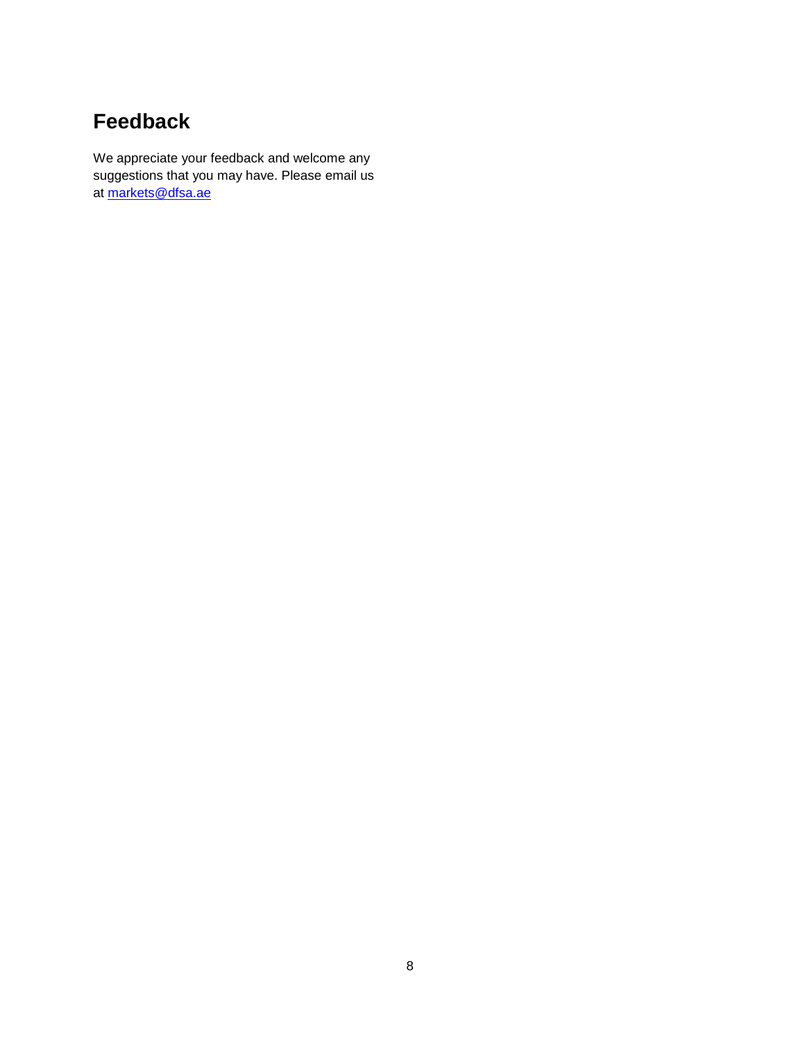## Feedback

We appreciate your feedback and welcome any suggestions that you may have. Please email us at [markets@dfsa.ae](mailto:markets@dfsa.ae)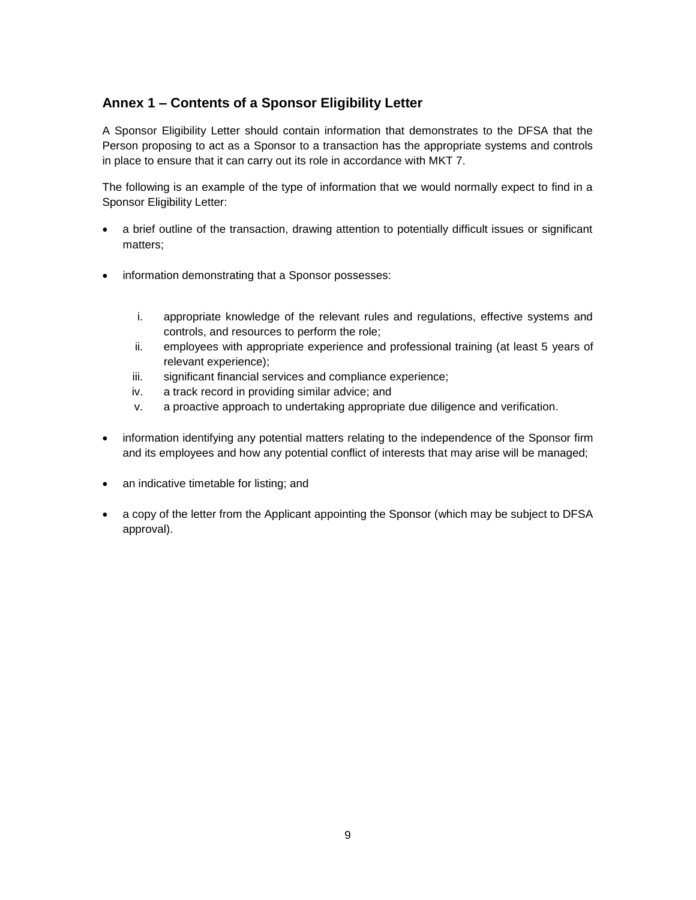## Annex 1 – Contents of a Sponsor Eligibility Letter

A Sponsor Eligibility Letter should contain information that demonstrates to the DFSA that the Person proposing to act as a Sponsor to a transaction has the appropriate systems and controls in place to ensure that it can carry out its role in accordance with MKT 7.

The following is an example of the type of information that we would normally expect to find in a Sponsor Eligibility Letter:

- a brief outline of the transaction, drawing attention to potentially difficult issues or significant matters;

- information demonstrating that a Sponsor possesses:

    i. appropriate knowledge of the relevant rules and regulations, effective systems and controls, and resources to perform the role;
    ii. employees with appropriate experience and professional training (at least 5 years of relevant experience);
    iii. significant financial services and compliance experience;
    iv. a track record in providing similar advice; and
    v. a proactive approach to undertaking appropriate due diligence and verification.

- information identifying any potential matters relating to the independence of the Sponsor firm and its employees and how any potential conflict of interests that may arise will be managed;

- an indicative timetable for listing; and

- a copy of the letter from the Applicant appointing the Sponsor (which may be subject to DFSA approval).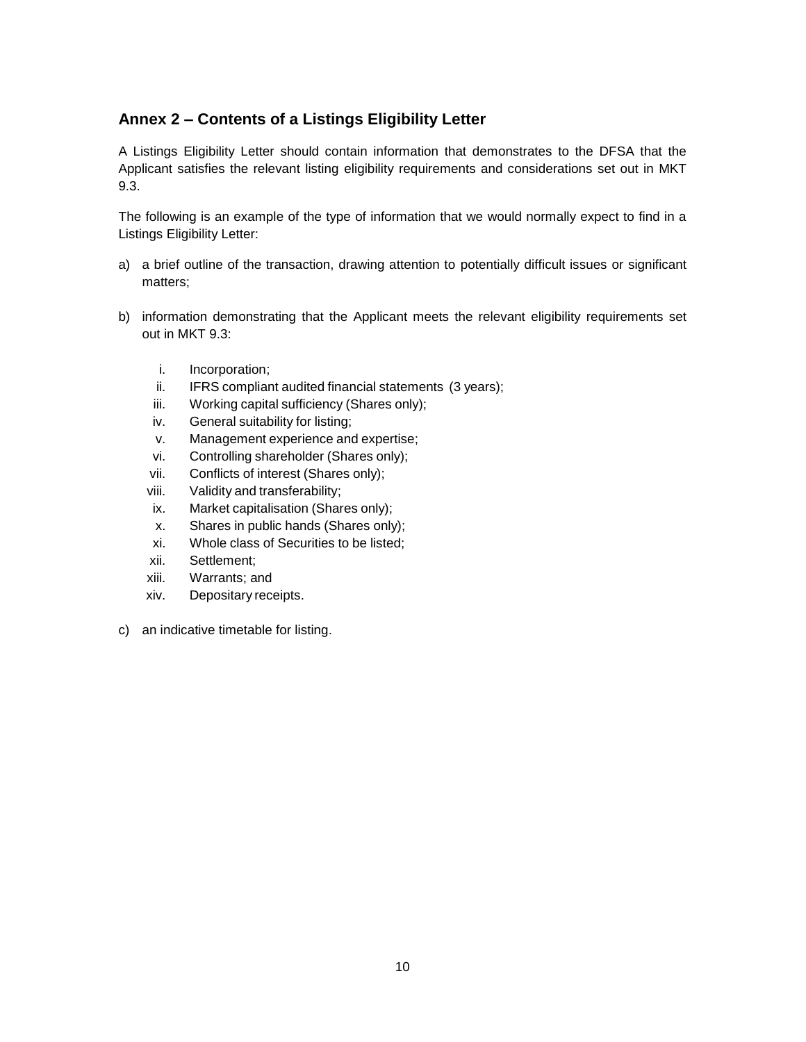## Annex 2 – Contents of a Listings Eligibility Letter

A Listings Eligibility Letter should contain information that demonstrates to the DFSA that the Applicant satisfies the relevant listing eligibility requirements and considerations set out in MKT 9.3.

The following is an example of the type of information that we would normally expect to find in a Listings Eligibility Letter:

a) a brief outline of the transaction, drawing attention to potentially difficult issues or significant matters;

b) information demonstrating that the Applicant meets the relevant eligibility requirements set out in MKT 9.3:

    i. Incorporation;
    ii. IFRS compliant audited financial statements (3 years);
    iii. Working capital sufficiency (Shares only);
    iv. General suitability for listing;
    v. Management experience and expertise;
    vi. Controlling shareholder (Shares only);
    vii. Conflicts of interest (Shares only);
    viii. Validity and transferability;
    ix. Market capitalisation (Shares only);
    x. Shares in public hands (Shares only);
    xi. Whole class of Securities to be listed;
    xii. Settlement;
    xiii. Warrants; and
    xiv. Depositary receipts.

c) an indicative timetable for listing.